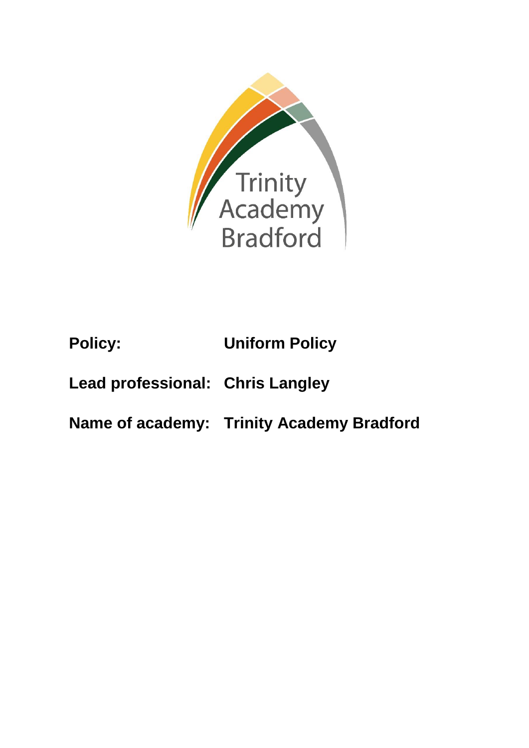Trinity Academy Bradford

| | |
|---|---|
| **Policy:** | **Uniform Policy** |
| **Lead professional:** | **Chris Langley** |
| **Name of academy:** | **Trinity Academy Bradford** |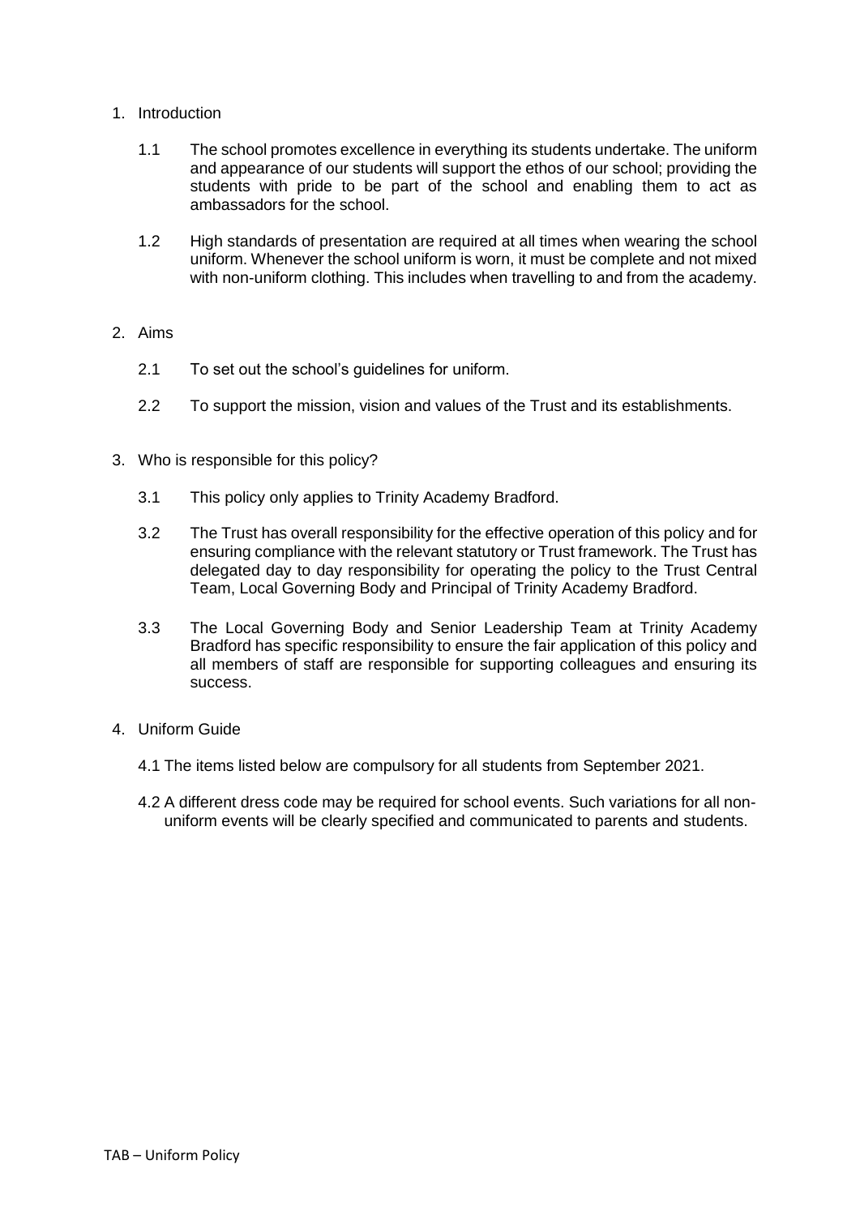1. Introduction

    1.1 The school promotes excellence in everything its students undertake. The uniform and appearance of our students will support the ethos of our school; providing the students with pride to be part of the school and enabling them to act as ambassadors for the school.

    1.2 High standards of presentation are required at all times when wearing the school uniform. Whenever the school uniform is worn, it must be complete and not mixed with non-uniform clothing. This includes when travelling to and from the academy.

2. Aims

    2.1 To set out the school's guidelines for uniform.

    2.2 To support the mission, vision and values of the Trust and its establishments.

3. Who is responsible for this policy?

    3.1 This policy only applies to Trinity Academy Bradford.

    3.2 The Trust has overall responsibility for the effective operation of this policy and for ensuring compliance with the relevant statutory or Trust framework. The Trust has delegated day to day responsibility for operating the policy to the Trust Central Team, Local Governing Body and Principal of Trinity Academy Bradford.

    3.3 The Local Governing Body and Senior Leadership Team at Trinity Academy Bradford has specific responsibility to ensure the fair application of this policy and all members of staff are responsible for supporting colleagues and ensuring its success.

4. Uniform Guide

    4.1 The items listed below are compulsory for all students from September 2021.

    4.2 A different dress code may be required for school events. Such variations for all non-uniform events will be clearly specified and communicated to parents and students.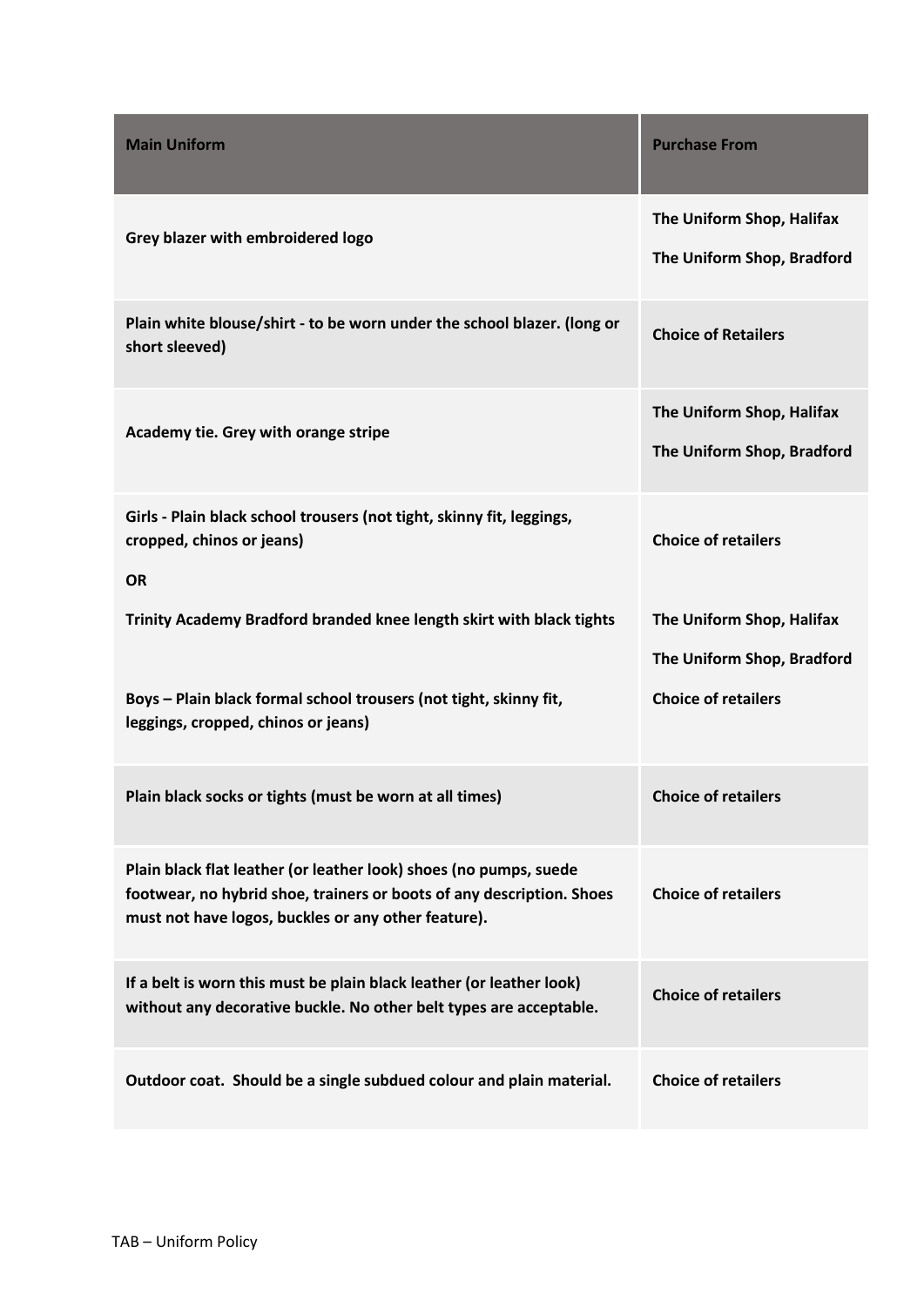| Main Uniform | Purchase From |
|---|---|
| **Grey blazer with embroidered logo** | **The Uniform Shop, Halifax**<br>**The Uniform Shop, Bradford** |
| **Plain white blouse/shirt - to be worn under the school blazer. (long or short sleeved)** | **Choice of Retailers** |
| **Academy tie. Grey with orange stripe** | **The Uniform Shop, Halifax**<br>**The Uniform Shop, Bradford** |
| **Girls - Plain black school trousers (not tight, skinny fit, leggings, cropped, chinos or jeans)**<br>**OR**<br>**Trinity Academy Bradford branded knee length skirt with black tights**<br><br>**Boys – Plain black formal school trousers (not tight, skinny fit, leggings, cropped, chinos or jeans)** | **Choice of retailers**<br><br>**The Uniform Shop, Halifax**<br>**The Uniform Shop, Bradford**<br>**Choice of retailers** |
| **Plain black socks or tights (must be worn at all times)** | **Choice of retailers** |
| **Plain black flat leather (or leather look) shoes (no pumps, suede footwear, no hybrid shoe, trainers or boots of any description. Shoes must not have logos, buckles or any other feature).** | **Choice of retailers** |
| **If a belt is worn this must be plain black leather (or leather look) without any decorative buckle. No other belt types are acceptable.** | **Choice of retailers** |
| **Outdoor coat. Should be a single subdued colour and plain material.** | **Choice of retailers** |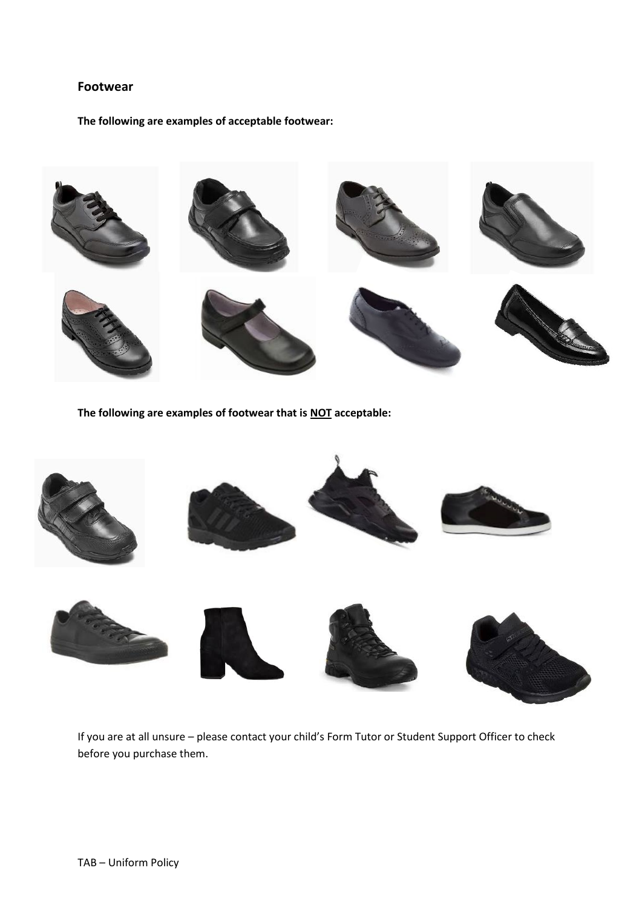## Footwear

**The following are examples of acceptable footwear:**

**The following are examples of footwear that is NOT acceptable:**

If you are at all unsure – please contact your child's Form Tutor or Student Support Officer to check before you purchase them.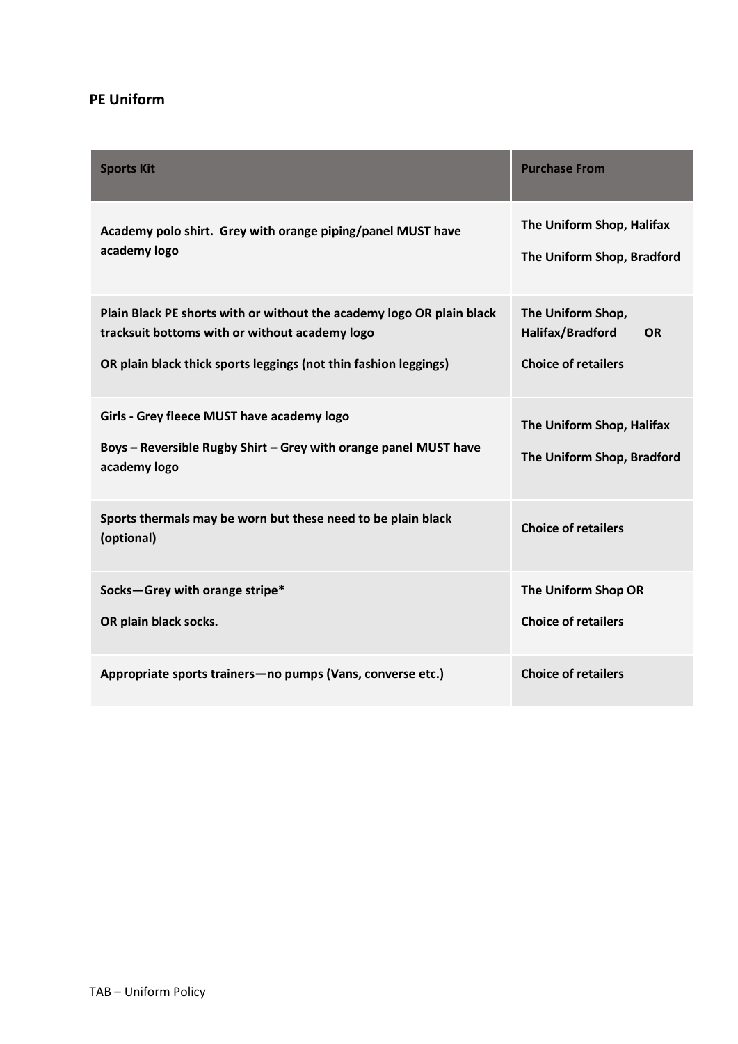## PE Uniform

| Sports Kit | Purchase From |
|---|---|
| **Academy polo shirt. Grey with orange piping/panel MUST have academy logo** | **The Uniform Shop, Halifax**<br><br>**The Uniform Shop, Bradford** |
| **Plain Black PE shorts with or without the academy logo OR plain black tracksuit bottoms with or without academy logo**<br><br>**OR plain black thick sports leggings (not thin fashion leggings)** | **The Uniform Shop, Halifax/Bradford OR**<br><br>**Choice of retailers** |
| **Girls - Grey fleece MUST have academy logo**<br><br>**Boys – Reversible Rugby Shirt – Grey with orange panel MUST have academy logo** | **The Uniform Shop, Halifax**<br><br>**The Uniform Shop, Bradford** |
| **Sports thermals may be worn but these need to be plain black (optional)** | **Choice of retailers** |
| **Socks—Grey with orange stripe***<br><br>**OR plain black socks.** | **The Uniform Shop OR**<br><br>**Choice of retailers** |
| **Appropriate sports trainers—no pumps (Vans, converse etc.)** | **Choice of retailers** |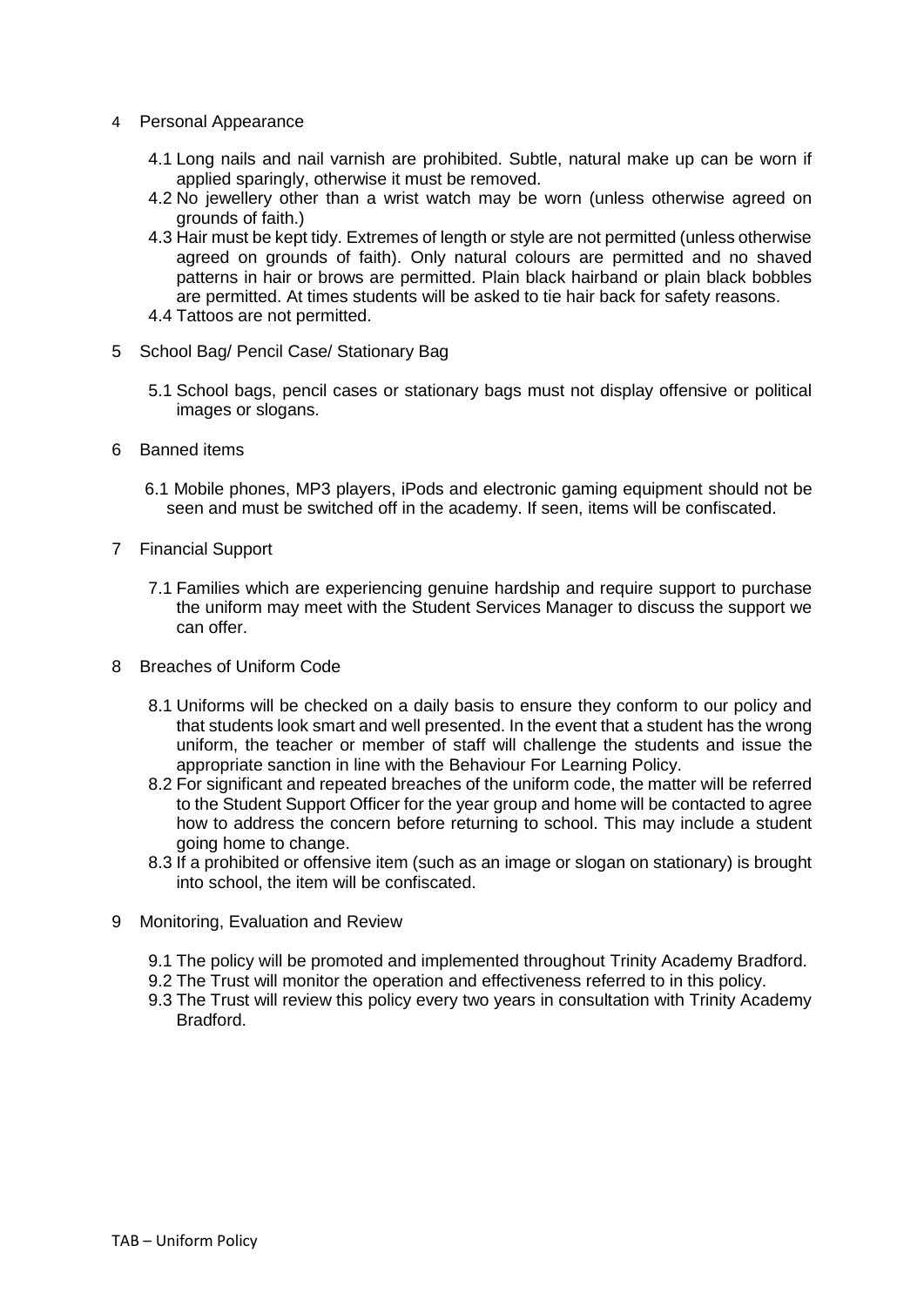## 4 Personal Appearance

4.1 Long nails and nail varnish are prohibited. Subtle, natural make up can be worn if applied sparingly, otherwise it must be removed.

4.2 No jewellery other than a wrist watch may be worn (unless otherwise agreed on grounds of faith.)

4.3 Hair must be kept tidy. Extremes of length or style are not permitted (unless otherwise agreed on grounds of faith). Only natural colours are permitted and no shaved patterns in hair or brows are permitted. Plain black hairband or plain black bobbles are permitted. At times students will be asked to tie hair back for safety reasons.

4.4 Tattoos are not permitted.

## 5 School Bag/ Pencil Case/ Stationary Bag

5.1 School bags, pencil cases or stationary bags must not display offensive or political images or slogans.

## 6 Banned items

6.1 Mobile phones, MP3 players, iPods and electronic gaming equipment should not be seen and must be switched off in the academy. If seen, items will be confiscated.

## 7 Financial Support

7.1 Families which are experiencing genuine hardship and require support to purchase the uniform may meet with the Student Services Manager to discuss the support we can offer.

## 8 Breaches of Uniform Code

8.1 Uniforms will be checked on a daily basis to ensure they conform to our policy and that students look smart and well presented. In the event that a student has the wrong uniform, the teacher or member of staff will challenge the students and issue the appropriate sanction in line with the Behaviour For Learning Policy.

8.2 For significant and repeated breaches of the uniform code, the matter will be referred to the Student Support Officer for the year group and home will be contacted to agree how to address the concern before returning to school. This may include a student going home to change.

8.3 If a prohibited or offensive item (such as an image or slogan on stationary) is brought into school, the item will be confiscated.

## 9 Monitoring, Evaluation and Review

9.1 The policy will be promoted and implemented throughout Trinity Academy Bradford.

9.2 The Trust will monitor the operation and effectiveness referred to in this policy.

9.3 The Trust will review this policy every two years in consultation with Trinity Academy Bradford.